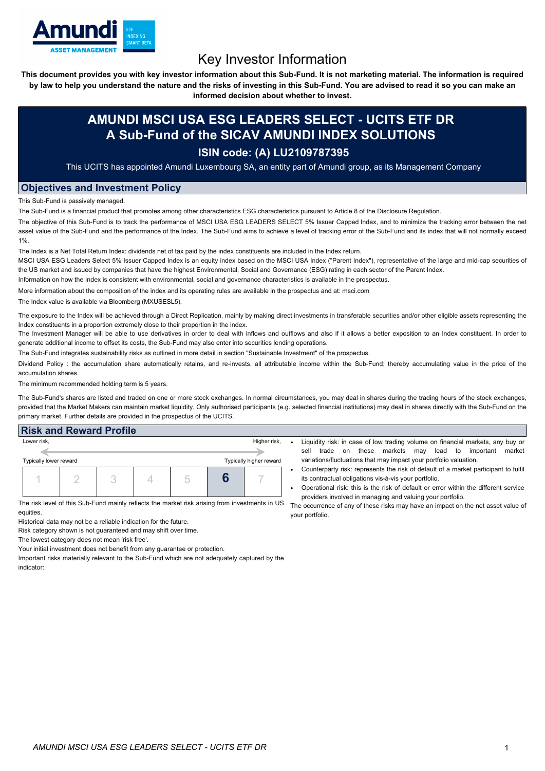# Key Investor Information

**This document provides you with key investor information about this Sub-Fund. It is not marketing material. The information is required by law to help you understand the nature and the risks of investing in this Sub-Fund. You are advised to read it so you can make an informed decision about whether to invest.**

## AMUNDI MSCI USA ESG LEADERS SELECT - UCITS ETF DR
## A Sub-Fund of the SICAV AMUNDI INDEX SOLUTIONS

### ISIN code: (A) LU2109787395

This UCITS has appointed Amundi Luxembourg SA, an entity part of Amundi group, as its Management Company

## Objectives and Investment Policy

This Sub-Fund is passively managed.

The Sub-Fund is a financial product that promotes among other characteristics ESG characteristics pursuant to Article 8 of the Disclosure Regulation.

The objective of this Sub-Fund is to track the performance of MSCI USA ESG LEADERS SELECT 5% Issuer Capped Index, and to minimize the tracking error between the net asset value of the Sub-Fund and the performance of the Index. The Sub-Fund aims to achieve a level of tracking error of the Sub-Fund and its index that will not normally exceed 1%.

The Index is a Net Total Return Index: dividends net of tax paid by the index constituents are included in the Index return.

MSCI USA ESG Leaders Select 5% Issuer Capped Index is an equity index based on the MSCI USA Index ("Parent Index"), representative of the large and mid-cap securities of the US market and issued by companies that have the highest Environmental, Social and Governance (ESG) rating in each sector of the Parent Index.

Information on how the Index is consistent with environmental, social and governance characteristics is available in the prospectus.

More information about the composition of the index and its operating rules are available in the prospectus and at: msci.com

The Index value is available via Bloomberg (MXUSESL5).

The exposure to the Index will be achieved through a Direct Replication, mainly by making direct investments in transferable securities and/or other eligible assets representing the Index constituents in a proportion extremely close to their proportion in the index.

The Investment Manager will be able to use derivatives in order to deal with inflows and outflows and also if it allows a better exposition to an Index constituent. In order to generate additional income to offset its costs, the Sub-Fund may also enter into securities lending operations.

The Sub-Fund integrates sustainability risks as outlined in more detail in section "Sustainable Investment" of the prospectus.

Dividend Policy : the accumulation share automatically retains, and re-invests, all attributable income within the Sub-Fund; thereby accumulating value in the price of the accumulation shares.

The minimum recommended holding term is 5 years.

The Sub-Fund's shares are listed and traded on one or more stock exchanges. In normal circumstances, you may deal in shares during the trading hours of the stock exchanges, provided that the Market Makers can maintain market liquidity. Only authorised participants (e.g. selected financial institutions) may deal in shares directly with the Sub-Fund on the primary market. Further details are provided in the prospectus of the UCITS.

## Risk and Reward Profile

Lower risk, — Higher risk,

Typically lower reward — Typically higher reward

| 1 | 2 | 3 | 4 | 5 | **6** | 7 |
|---|---|---|---|---|---|---|

The risk level of this Sub-Fund mainly reflects the market risk arising from investments in US equities.

Historical data may not be a reliable indication for the future.

Risk category shown is not guaranteed and may shift over time.

The lowest category does not mean 'risk free'.

Your initial investment does not benefit from any guarantee or protection.

Important risks materially relevant to the Sub-Fund which are not adequately captured by the indicator:

- Liquidity risk: in case of low trading volume on financial markets, any buy or sell trade on these markets may lead to important market variations/fluctuations that may impact your portfolio valuation.
- Counterparty risk: represents the risk of default of a market participant to fulfil its contractual obligations vis-à-vis your portfolio.
- Operational risk: this is the risk of default or error within the different service providers involved in managing and valuing your portfolio.

The occurrence of any of these risks may have an impact on the net asset value of your portfolio.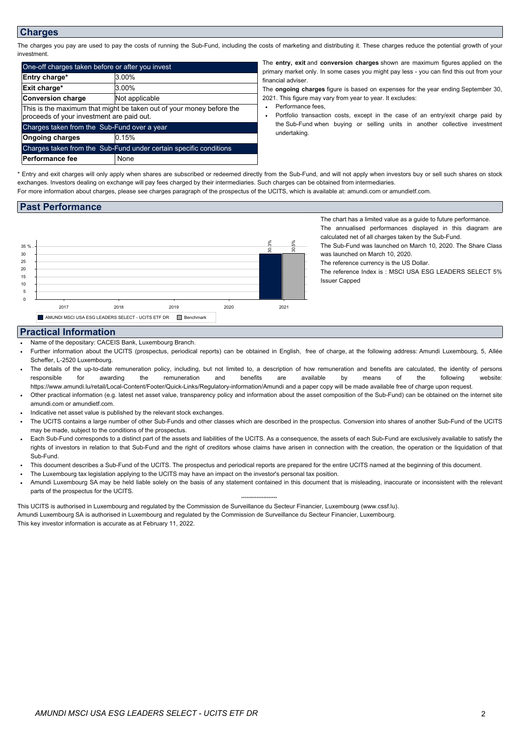## Charges

The charges you pay are used to pay the costs of running the Sub-Fund, including the costs of marketing and distributing it. These charges reduce the potential growth of your investment.

| One-off charges taken before or after you invest | |
|---|---|
| **Entry charge*** | 3.00% |
| **Exit charge*** | 3.00% |
| **Conversion charge** | Not applicable |
| This is the maximum that might be taken out of your money before the proceeds of your investment are paid out. | |
| Charges taken from the Sub-Fund over a year | |
| **Ongoing charges** | 0.15% |
| Charges taken from the Sub-Fund under certain specific conditions | |
| **Performance fee** | None |

The **entry, exit** and **conversion charges** shown are maximum figures applied on the primary market only. In some cases you might pay less - you can find this out from your financial adviser.

The **ongoing charges** figure is based on expenses for the year ending September 30, 2021. This figure may vary from year to year. It excludes:

- Performance fees,
- Portfolio transaction costs, except in the case of an entry/exit charge paid by the Sub-Fund when buying or selling units in another collective investment undertaking.

* Entry and exit charges will only apply when shares are subscribed or redeemed directly from the Sub-Fund, and will not apply when investors buy or sell such shares on stock exchanges. Investors dealing on exchange will pay fees charged by their intermediaries. Such charges can be obtained from intermediaries.

For more information about charges, please see charges paragraph of the prospectus of the UCITS, which is available at: amundi.com or amundietf.com.

## Past Performance

35 %
30
25
20
15
10
5
0

30.3%
30.5%

2017
2018
2019
2020
2021

AMUNDI MSCI USA ESG LEADERS SELECT - UCITS ETF DR
Benchmark

The chart has a limited value as a guide to future performance.

The annualised performances displayed in this diagram are calculated net of all charges taken by the Sub-Fund.

The Sub-Fund was launched on March 10, 2020. The Share Class was launched on March 10, 2020.

The reference currency is the US Dollar.

The reference Index is : MSCI USA ESG LEADERS SELECT 5% Issuer Capped

## Practical Information

- Name of the depositary: CACEIS Bank, Luxembourg Branch.
- Further information about the UCITS (prospectus, periodical reports) can be obtained in English, free of charge, at the following address: Amundi Luxembourg, 5, Allée Scheffer, L-2520 Luxembourg.
- The details of the up-to-date remuneration policy, including, but not limited to, a description of how remuneration and benefits are calculated, the identity of persons responsible for awarding the remuneration and benefits are available by means of the following website: https://www.amundi.lu/retail/Local-Content/Footer/Quick-Links/Regulatory-information/Amundi and a paper copy will be made available free of charge upon request.
- Other practical information (e.g. latest net asset value, transparency policy and information about the asset composition of the Sub-Fund) can be obtained on the internet site amundi.com or amundietf.com.
- Indicative net asset value is published by the relevant stock exchanges.
- The UCITS contains a large number of other Sub-Funds and other classes which are described in the prospectus. Conversion into shares of another Sub-Fund of the UCITS may be made, subject to the conditions of the prospectus.
- Each Sub-Fund corresponds to a distinct part of the assets and liabilities of the UCITS. As a consequence, the assets of each Sub-Fund are exclusively available to satisfy the rights of investors in relation to that Sub-Fund and the right of creditors whose claims have arisen in connection with the creation, the operation or the liquidation of that Sub-Fund.
- This document describes a Sub-Fund of the UCITS. The prospectus and periodical reports are prepared for the entire UCITS named at the beginning of this document.
- The Luxembourg tax legislation applying to the UCITS may have an impact on the investor's personal tax position.
- Amundi Luxembourg SA may be held liable solely on the basis of any statement contained in this document that is misleading, inaccurate or inconsistent with the relevant parts of the prospectus for the UCITS.

********************

This UCITS is authorised in Luxembourg and regulated by the Commission de Surveillance du Secteur Financier, Luxembourg (www.cssf.lu).
Amundi Luxembourg SA is authorised in Luxembourg and regulated by the Commission de Surveillance du Secteur Financier, Luxembourg.
This key investor information is accurate as at February 11, 2022.